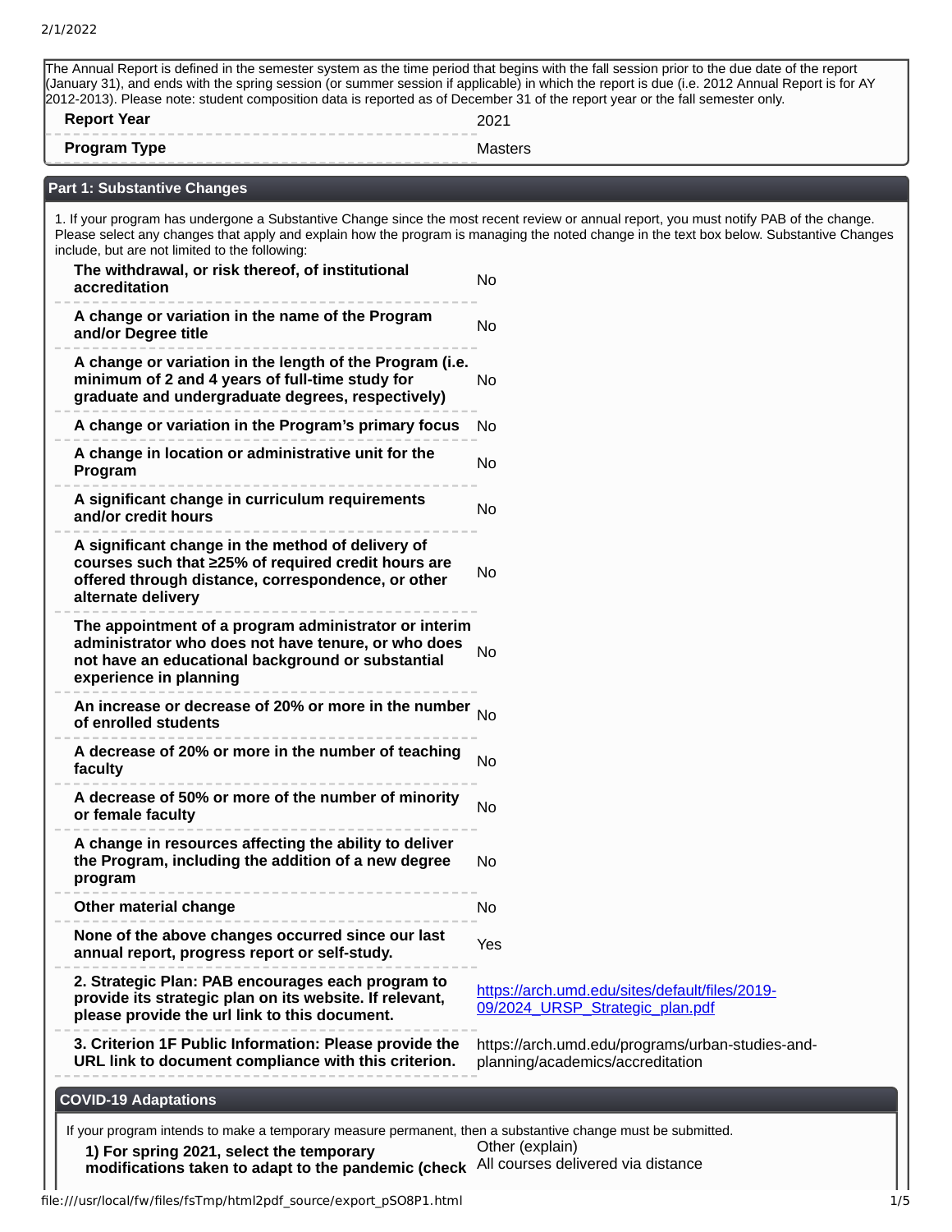The Annual Report is defined in the semester system as the time period that begins with the fall session prior to the due date of the report (January 31), and ends with the spring session (or summer session if applicable) in which the report is due (i.e. 2012 Annual Report is for AY 2012-2013). Please note: student composition data is reported as of December 31 of the report year or the fall semester only.

| | |
|---|---|
| **Report Year** | 2021 |
| **Program Type** | Masters |

## Part 1: Substantive Changes

1. If your program has undergone a Substantive Change since the most recent review or annual report, you must notify PAB of the change. Please select any changes that apply and explain how the program is managing the noted change in the text box below. Substantive Changes include, but are not limited to the following:

| | |
|---|---|
| **The withdrawal, or risk thereof, of institutional accreditation** | No |
| **A change or variation in the name of the Program and/or Degree title** | No |
| **A change or variation in the length of the Program (i.e. minimum of 2 and 4 years of full-time study for graduate and undergraduate degrees, respectively)** | No |
| **A change or variation in the Program's primary focus** | No |
| **A change in location or administrative unit for the Program** | No |
| **A significant change in curriculum requirements and/or credit hours** | No |
| **A significant change in the method of delivery of courses such that ≥25% of required credit hours are offered through distance, correspondence, or other alternate delivery** | No |
| **The appointment of a program administrator or interim administrator who does not have tenure, or who does not have an educational background or substantial experience in planning** | No |
| **An increase or decrease of 20% or more in the number of enrolled students** | No |
| **A decrease of 20% or more in the number of teaching faculty** | No |
| **A decrease of 50% or more of the number of minority or female faculty** | No |
| **A change in resources affecting the ability to deliver the Program, including the addition of a new degree program** | No |
| **Other material change** | No |
| **None of the above changes occurred since our last annual report, progress report or self-study.** | Yes |
| **2. Strategic Plan: PAB encourages each program to provide its strategic plan on its website. If relevant, please provide the url link to this document.** | https://arch.umd.edu/sites/default/files/2019-09/2024_URSP_Strategic_plan.pdf |
| **3. Criterion 1F Public Information: Please provide the URL link to document compliance with this criterion.** | https://arch.umd.edu/programs/urban-studies-and-planning/academics/accreditation |

### COVID-19 Adaptations

If your program intends to make a temporary measure permanent, then a substantive change must be submitted.

| | |
|---|---|
| **1) For spring 2021, select the temporary modifications taken to adapt to the pandemic (check** | Other (explain)<br>All courses delivered via distance |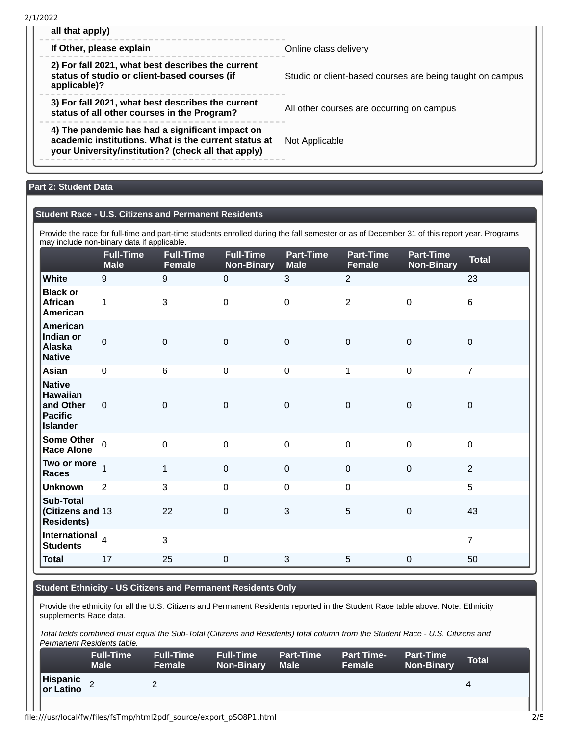| | |
|---|---|
| **all that apply)** | |
| **If Other, please explain** | Online class delivery |
| **2) For fall 2021, what best describes the current status of studio or client-based courses (if applicable)?** | Studio or client-based courses are being taught on campus |
| **3) For fall 2021, what best describes the current status of all other courses in the Program?** | All other courses are occurring on campus |
| **4) The pandemic has had a significant impact on academic institutions. What is the current status at your University/institution? (check all that apply)** | Not Applicable |

## Part 2: Student Data

### Student Race - U.S. Citizens and Permanent Residents

Provide the race for full-time and part-time students enrolled during the fall semester or as of December 31 of this report year. Programs may include non-binary data if applicable.

| | Full-Time Male | Full-Time Female | Full-Time Non-Binary | Part-Time Male | Part-Time Female | Part-Time Non-Binary | Total |
|---|---|---|---|---|---|---|---|
| **White** | 9 | 9 | 0 | 3 | 2 | | 23 |
| **Black or African American** | 1 | 3 | 0 | 0 | 2 | 0 | 6 |
| **American Indian or Alaska Native** | 0 | 0 | 0 | 0 | 0 | 0 | 0 |
| **Asian** | 0 | 6 | 0 | 0 | 1 | 0 | 7 |
| **Native Hawaiian and Other Pacific Islander** | 0 | 0 | 0 | 0 | 0 | 0 | 0 |
| **Some Other Race Alone** | 0 | 0 | 0 | 0 | 0 | 0 | 0 |
| **Two or more Races** | 1 | 1 | 0 | 0 | 0 | 0 | 2 |
| **Unknown** | 2 | 3 | 0 | 0 | 0 | | 5 |
| **Sub-Total (Citizens and Residents)** | 13 | 22 | 0 | 3 | 5 | 0 | 43 |
| **International Students** | 4 | 3 | | | | | 7 |
| **Total** | 17 | 25 | 0 | 3 | 5 | 0 | 50 |

### Student Ethnicity - US Citizens and Permanent Residents Only

Provide the ethnicity for all the U.S. Citizens and Permanent Residents reported in the Student Race table above. Note: Ethnicity supplements Race data.

*Total fields combined must equal the Sub-Total (Citizens and Residents) total column from the Student Race - U.S. Citizens and Permanent Residents table.*

| | Full-Time Male | Full-Time Female | Full-Time Non-Binary | Part-Time Male | Part Time-Female | Part-Time Non-Binary | Total |
|---|---|---|---|---|---|---|---|
| **Hispanic or Latino** | 2 | 2 | | | | | 4 |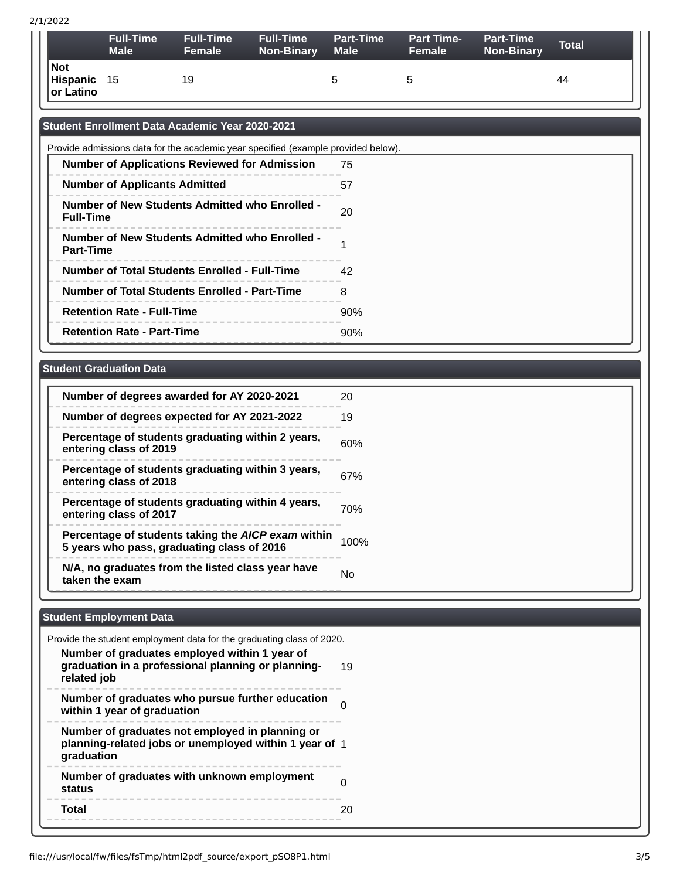| | Full-Time Male | Full-Time Female | Full-Time Non-Binary | Part-Time Male | Part Time-Female | Part-Time Non-Binary | Total |
|---|---|---|---|---|---|---|---|
| **Not Hispanic or Latino** | 15 | 19 | | 5 | 5 | | 44 |

## Student Enrollment Data Academic Year 2020-2021

Provide admissions data for the academic year specified (example provided below).

| | |
|---|---|
| **Number of Applications Reviewed for Admission** | 75 |
| **Number of Applicants Admitted** | 57 |
| **Number of New Students Admitted who Enrolled - Full-Time** | 20 |
| **Number of New Students Admitted who Enrolled - Part-Time** | 1 |
| **Number of Total Students Enrolled - Full-Time** | 42 |
| **Number of Total Students Enrolled - Part-Time** | 8 |
| **Retention Rate - Full-Time** | 90% |
| **Retention Rate - Part-Time** | 90% |

## Student Graduation Data

| | |
|---|---|
| **Number of degrees awarded for AY 2020-2021** | 20 |
| **Number of degrees expected for AY 2021-2022** | 19 |
| **Percentage of students graduating within 2 years, entering class of 2019** | 60% |
| **Percentage of students graduating within 3 years, entering class of 2018** | 67% |
| **Percentage of students graduating within 4 years, entering class of 2017** | 70% |
| **Percentage of students taking the *AICP exam* within 5 years who pass, graduating class of 2016** | 100% |
| **N/A, no graduates from the listed class year have taken the exam** | No |

## Student Employment Data

Provide the student employment data for the graduating class of 2020.

| | |
|---|---|
| **Number of graduates employed within 1 year of graduation in a professional planning or planning-related job** | 19 |
| **Number of graduates who pursue further education within 1 year of graduation** | 0 |
| **Number of graduates not employed in planning or planning-related jobs or unemployed within 1 year of graduation** | 1 |
| **Number of graduates with unknown employment status** | 0 |
| **Total** | 20 |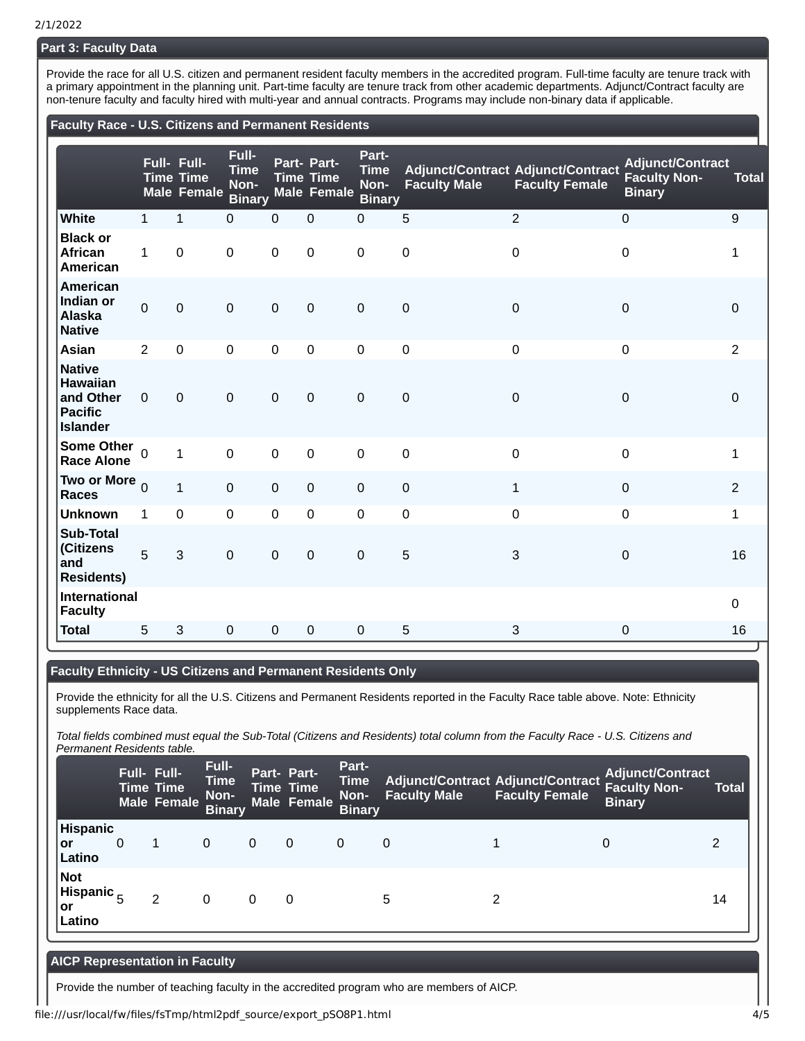## Part 3: Faculty Data

Provide the race for all U.S. citizen and permanent resident faculty members in the accredited program. Full-time faculty are tenure track with a primary appointment in the planning unit. Part-time faculty are tenure track from other academic departments. Adjunct/Contract faculty are non-tenure faculty and faculty hired with multi-year and annual contracts. Programs may include non-binary data if applicable.

### Faculty Race - U.S. Citizens and Permanent Residents

| | Full-Time Male | Full-Time Female | Full-Time Non-Binary | Part-Time Male | Part-Time Female | Part-Time Non-Binary | Adjunct/Contract Faculty Male | Adjunct/Contract Faculty Female | Adjunct/Contract Faculty Non-Binary | Total |
|---|---|---|---|---|---|---|---|---|---|---|
| **White** | 1 | 1 | 0 | 0 | 0 | 0 | 5 | 2 | 0 | 9 |
| **Black or African American** | 1 | 0 | 0 | 0 | 0 | 0 | 0 | 0 | 0 | 1 |
| **American Indian or Alaska Native** | 0 | 0 | 0 | 0 | 0 | 0 | 0 | 0 | 0 | 0 |
| **Asian** | 2 | 0 | 0 | 0 | 0 | 0 | 0 | 0 | 0 | 2 |
| **Native Hawaiian and Other Pacific Islander** | 0 | 0 | 0 | 0 | 0 | 0 | 0 | 0 | 0 | 0 |
| **Some Other Race Alone** | 0 | 1 | 0 | 0 | 0 | 0 | 0 | 0 | 0 | 1 |
| **Two or More Races** | 0 | 1 | 0 | 0 | 0 | 0 | 0 | 1 | 0 | 2 |
| **Unknown** | 1 | 0 | 0 | 0 | 0 | 0 | 0 | 0 | 0 | 1 |
| **Sub-Total (Citizens and Residents)** | 5 | 3 | 0 | 0 | 0 | 0 | 5 | 3 | 0 | 16 |
| **International Faculty** | | | | | | | | | | 0 |
| **Total** | 5 | 3 | 0 | 0 | 0 | 0 | 5 | 3 | 0 | 16 |

### Faculty Ethnicity - US Citizens and Permanent Residents Only

Provide the ethnicity for all the U.S. Citizens and Permanent Residents reported in the Faculty Race table above. Note: Ethnicity supplements Race data.

*Total fields combined must equal the Sub-Total (Citizens and Residents) total column from the Faculty Race - U.S. Citizens and Permanent Residents table.*

| | Full-Time Male | Full-Time Female | Full-Time Non-Binary | Part-Time Male | Part-Time Female | Part-Time Non-Binary | Adjunct/Contract Faculty Male | Adjunct/Contract Faculty Female | Adjunct/Contract Faculty Non-Binary | Total |
|---|---|---|---|---|---|---|---|---|---|---|
| **Hispanic or Latino** | 0 | 1 | 0 | 0 | 0 | 0 | 0 | 1 | 0 | 2 |
| **Not Hispanic or Latino** | 5 | 2 | 0 | 0 | 0 | | 5 | 2 | | 14 |

### AICP Representation in Faculty

Provide the number of teaching faculty in the accredited program who are members of AICP.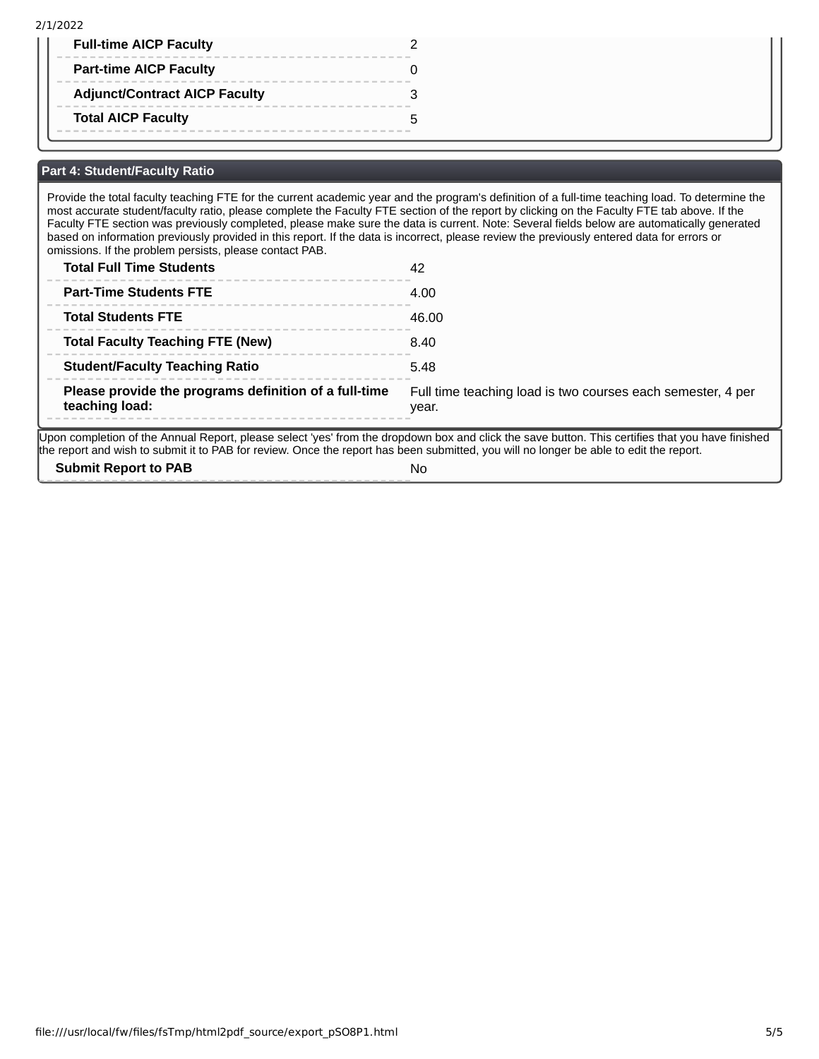| | |
|---|---|
| **Full-time AICP Faculty** | 2 |
| **Part-time AICP Faculty** | 0 |
| **Adjunct/Contract AICP Faculty** | 3 |
| **Total AICP Faculty** | 5 |

## Part 4: Student/Faculty Ratio

Provide the total faculty teaching FTE for the current academic year and the program's definition of a full-time teaching load. To determine the most accurate student/faculty ratio, please complete the Faculty FTE section of the report by clicking on the Faculty FTE tab above. If the Faculty FTE section was previously completed, please make sure the data is current. Note: Several fields below are automatically generated based on information previously provided in this report. If the data is incorrect, please review the previously entered data for errors or omissions. If the problem persists, please contact PAB.

| | |
|---|---|
| **Total Full Time Students** | 42 |
| **Part-Time Students FTE** | 4.00 |
| **Total Students FTE** | 46.00 |
| **Total Faculty Teaching FTE (New)** | 8.40 |
| **Student/Faculty Teaching Ratio** | 5.48 |
| **Please provide the programs definition of a full-time teaching load:** | Full time teaching load is two courses each semester, 4 per year. |

Upon completion of the Annual Report, please select 'yes' from the dropdown box and click the save button. This certifies that you have finished the report and wish to submit it to PAB for review. Once the report has been submitted, you will no longer be able to edit the report.

| | |
|---|---|
| **Submit Report to PAB** | No |